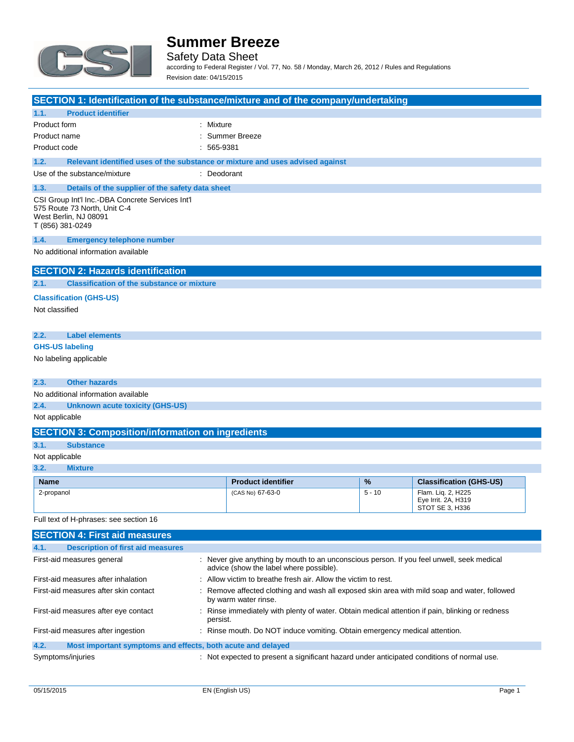# Summer Breeze

Safety Data Sheet

according to Federal Register / Vol. 77, No. 58 / Monday, March 26, 2012 / Rules and Regulations

Revision date: 04/15/2015

## SECTION 1: Identification of the substance/mixture and of the company/undertaking

### 1.1. Product identifier

| | |
|---|---|
| Product form | : Mixture |
| Product name | : Summer Breeze |
| Product code | : 565-9381 |

### 1.2. Relevant identified uses of the substance or mixture and uses advised against

| | |
|---|---|
| Use of the substance/mixture | : Deodorant |

### 1.3. Details of the supplier of the safety data sheet

CSI Group Int'l Inc.-DBA Concrete Services Int'l
575 Route 73 North, Unit C-4
West Berlin, NJ 08091
T (856) 381-0249

### 1.4. Emergency telephone number

No additional information available

## SECTION 2: Hazards identification

### 2.1. Classification of the substance or mixture

**Classification (GHS-US)**

Not classified

### 2.2. Label elements

**GHS-US labeling**

No labeling applicable

### 2.3. Other hazards

No additional information available

### 2.4. Unknown acute toxicity (GHS-US)

Not applicable

## SECTION 3: Composition/information on ingredients

### 3.1. Substance

Not applicable

### 3.2. Mixture

| Name | Product identifier | % | Classification (GHS-US) |
|---|---|---|---|
| 2-propanol | (CAS No) 67-63-0 | 5 - 10 | Flam. Liq. 2, H225<br>Eye Irrit. 2A, H319<br>STOT SE 3, H336 |

Full text of H-phrases: see section 16

## SECTION 4: First aid measures

### 4.1. Description of first aid measures

| | |
|---|---|
| First-aid measures general | : Never give anything by mouth to an unconscious person. If you feel unwell, seek medical advice (show the label where possible). |
| First-aid measures after inhalation | : Allow victim to breathe fresh air. Allow the victim to rest. |
| First-aid measures after skin contact | : Remove affected clothing and wash all exposed skin area with mild soap and water, followed by warm water rinse. |
| First-aid measures after eye contact | : Rinse immediately with plenty of water. Obtain medical attention if pain, blinking or redness persist. |
| First-aid measures after ingestion | : Rinse mouth. Do NOT induce vomiting. Obtain emergency medical attention. |

### 4.2. Most important symptoms and effects, both acute and delayed

| | |
|---|---|
| Symptoms/injuries | : Not expected to present a significant hazard under anticipated conditions of normal use. |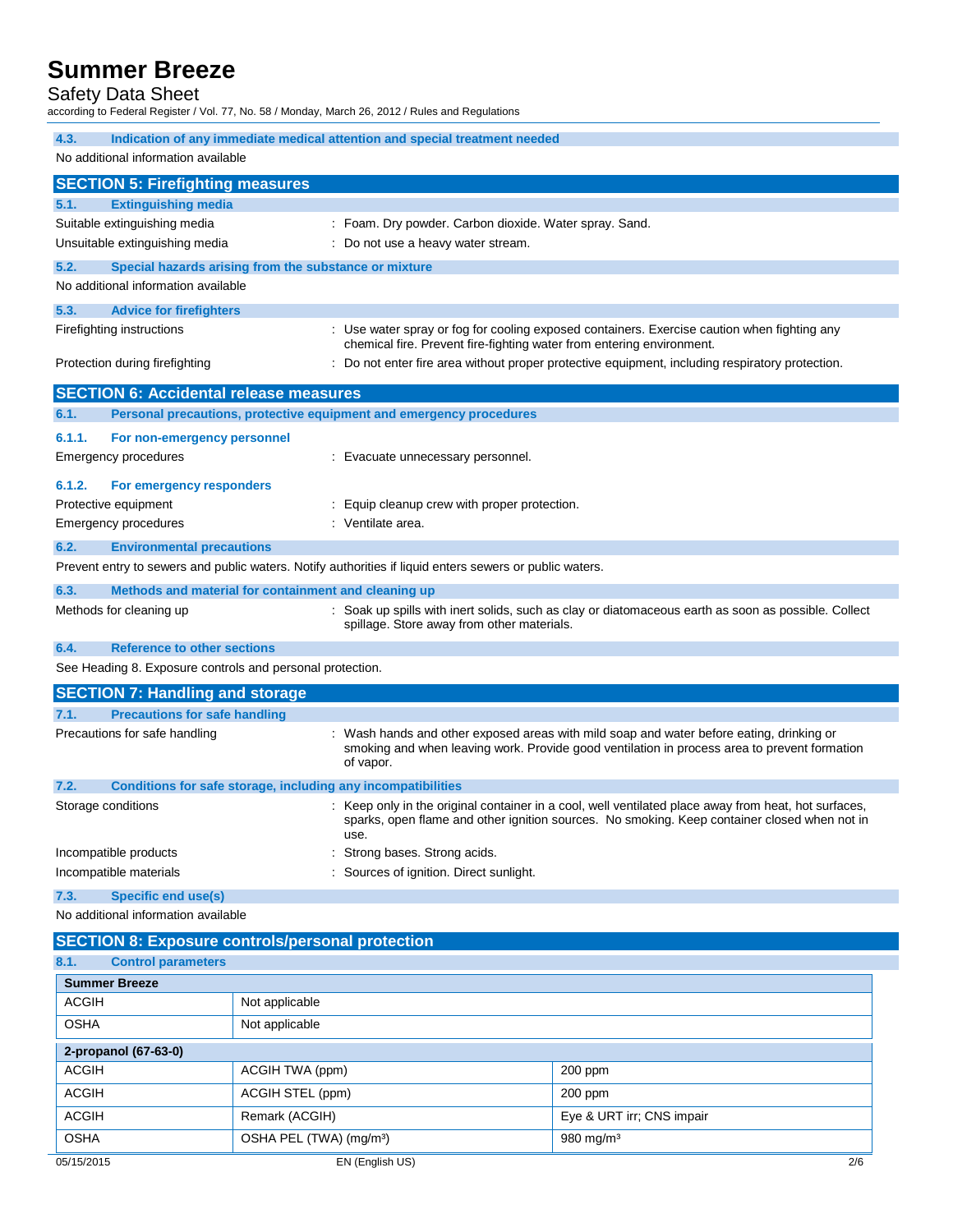### 4.3. Indication of any immediate medical attention and special treatment needed

No additional information available

## SECTION 5: Firefighting measures

### 5.1. Extinguishing media

Suitable extinguishing media : Foam. Dry powder. Carbon dioxide. Water spray. Sand.

Unsuitable extinguishing media : Do not use a heavy water stream.

### 5.2. Special hazards arising from the substance or mixture

No additional information available

### 5.3. Advice for firefighters

Firefighting instructions : Use water spray or fog for cooling exposed containers. Exercise caution when fighting any chemical fire. Prevent fire-fighting water from entering environment.

Protection during firefighting : Do not enter fire area without proper protective equipment, including respiratory protection.

## SECTION 6: Accidental release measures

### 6.1. Personal precautions, protective equipment and emergency procedures

#### 6.1.1. For non-emergency personnel

Emergency procedures : Evacuate unnecessary personnel.

#### 6.1.2. For emergency responders

Protective equipment : Equip cleanup crew with proper protection.

Emergency procedures : Ventilate area.

### 6.2. Environmental precautions

Prevent entry to sewers and public waters. Notify authorities if liquid enters sewers or public waters.

### 6.3. Methods and material for containment and cleaning up

Methods for cleaning up : Soak up spills with inert solids, such as clay or diatomaceous earth as soon as possible. Collect spillage. Store away from other materials.

### 6.4. Reference to other sections

See Heading 8. Exposure controls and personal protection.

## SECTION 7: Handling and storage

### 7.1. Precautions for safe handling

Precautions for safe handling : Wash hands and other exposed areas with mild soap and water before eating, drinking or smoking and when leaving work. Provide good ventilation in process area to prevent formation of vapor.

### 7.2. Conditions for safe storage, including any incompatibilities

Storage conditions : Keep only in the original container in a cool, well ventilated place away from heat, hot surfaces, sparks, open flame and other ignition sources. No smoking. Keep container closed when not in use.

Incompatible products : Strong bases. Strong acids.

Incompatible materials : Sources of ignition. Direct sunlight.

### 7.3. Specific end use(s)

No additional information available

## SECTION 8: Exposure controls/personal protection

### 8.1. Control parameters

| **Summer Breeze** | | |
|---|---|---|
| ACGIH | Not applicable | |
| OSHA | Not applicable | |

| **2-propanol (67-63-0)** | | |
|---|---|---|
| ACGIH | ACGIH TWA (ppm) | 200 ppm |
| ACGIH | ACGIH STEL (ppm) | 200 ppm |
| ACGIH | Remark (ACGIH) | Eye & URT irr; CNS impair |
| OSHA | OSHA PEL (TWA) (mg/m³) | 980 mg/m³ |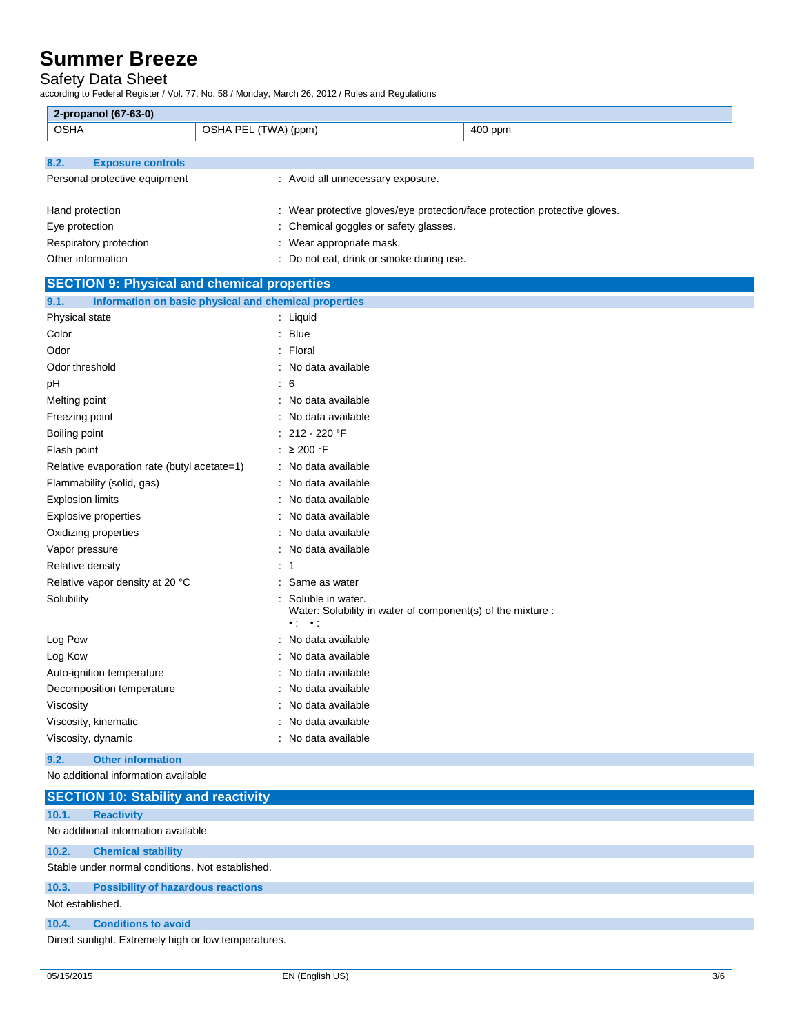| 2-propanol (67-63-0) | | |
|---|---|---|
| OSHA | OSHA PEL (TWA) (ppm) | 400 ppm |

### 8.2. Exposure controls

Personal protective equipment : Avoid all unnecessary exposure.

Hand protection : Wear protective gloves/eye protection/face protection protective gloves.

Eye protection : Chemical goggles or safety glasses.

Respiratory protection : Wear appropriate mask.

Other information : Do not eat, drink or smoke during use.

## SECTION 9: Physical and chemical properties

### 9.1. Information on basic physical and chemical properties

Physical state : Liquid

Color : Blue

Odor : Floral

Odor threshold : No data available

pH : 6

Melting point : No data available

Freezing point : No data available

Boiling point : 212 - 220 °F

Flash point : ≥ 200 °F

Relative evaporation rate (butyl acetate=1) : No data available

Flammability (solid, gas) : No data available

Explosion limits : No data available

Explosive properties : No data available

Oxidizing properties : No data available

Vapor pressure : No data available

Relative density : 1

Relative vapor density at 20 °C : Same as water

Solubility : Soluble in water.
Water: Solubility in water of component(s) of the mixture :
• : • :

Log Pow : No data available

Log Kow : No data available

Auto-ignition temperature : No data available

Decomposition temperature : No data available

Viscosity : No data available

Viscosity, kinematic : No data available

Viscosity, dynamic : No data available

### 9.2. Other information

No additional information available

## SECTION 10: Stability and reactivity

### 10.1. Reactivity

No additional information available

### 10.2. Chemical stability

Stable under normal conditions. Not established.

### 10.3. Possibility of hazardous reactions

Not established.

### 10.4. Conditions to avoid

Direct sunlight. Extremely high or low temperatures.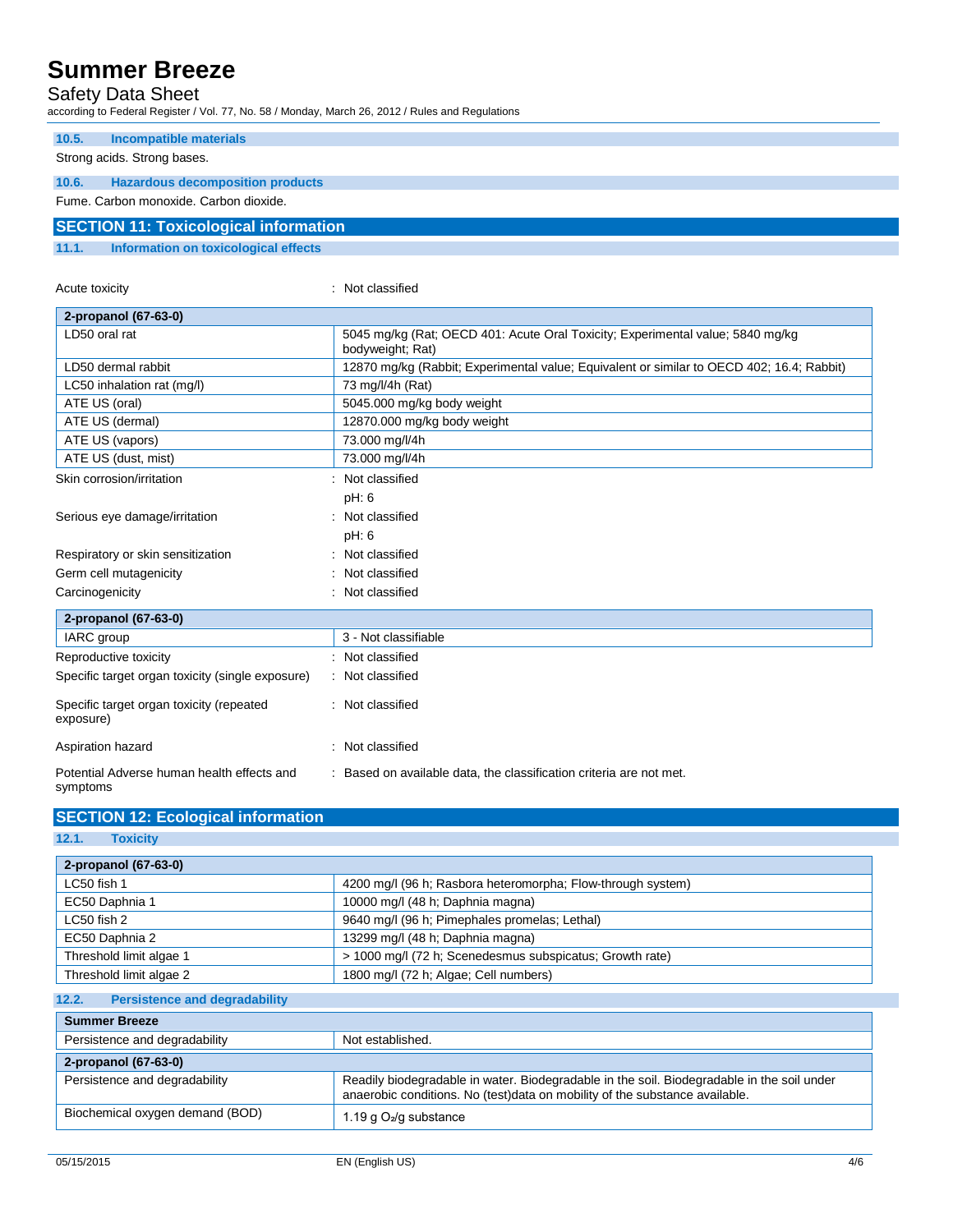### 10.5. Incompatible materials

Strong acids. Strong bases.

### 10.6. Hazardous decomposition products

Fume. Carbon monoxide. Carbon dioxide.

## SECTION 11: Toxicological information

### 11.1. Information on toxicological effects

Acute toxicity : Not classified

| 2-propanol (67-63-0) | |
|---|---|
| LD50 oral rat | 5045 mg/kg (Rat; OECD 401: Acute Oral Toxicity; Experimental value; 5840 mg/kg bodyweight; Rat) |
| LD50 dermal rabbit | 12870 mg/kg (Rabbit; Experimental value; Equivalent or similar to OECD 402; 16.4; Rabbit) |
| LC50 inhalation rat (mg/l) | 73 mg/l/4h (Rat) |
| ATE US (oral) | 5045.000 mg/kg body weight |
| ATE US (dermal) | 12870.000 mg/kg body weight |
| ATE US (vapors) | 73.000 mg/l/4h |
| ATE US (dust, mist) | 73.000 mg/l/4h |

Skin corrosion/irritation : Not classified

pH: 6

Serious eye damage/irritation : Not classified

pH: 6

Respiratory or skin sensitization : Not classified

Germ cell mutagenicity : Not classified

Carcinogenicity : Not classified

| 2-propanol (67-63-0) | |
|---|---|
| IARC group | 3 - Not classifiable |

Reproductive toxicity : Not classified

Specific target organ toxicity (single exposure) : Not classified

Specific target organ toxicity (repeated exposure) : Not classified

Aspiration hazard : Not classified

Potential Adverse human health effects and symptoms : Based on available data, the classification criteria are not met.

## SECTION 12: Ecological information

### 12.1. Toxicity

| 2-propanol (67-63-0) | |
|---|---|
| LC50 fish 1 | 4200 mg/l (96 h; Rasbora heteromorpha; Flow-through system) |
| EC50 Daphnia 1 | 10000 mg/l (48 h; Daphnia magna) |
| LC50 fish 2 | 9640 mg/l (96 h; Pimephales promelas; Lethal) |
| EC50 Daphnia 2 | 13299 mg/l (48 h; Daphnia magna) |
| Threshold limit algae 1 | > 1000 mg/l (72 h; Scenedesmus subspicatus; Growth rate) |
| Threshold limit algae 2 | 1800 mg/l (72 h; Algae; Cell numbers) |

### 12.2. Persistence and degradability

| Summer Breeze | |
|---|---|
| Persistence and degradability | Not established. |
| **2-propanol (67-63-0)** | |
| Persistence and degradability | Readily biodegradable in water. Biodegradable in the soil. Biodegradable in the soil under anaerobic conditions. No (test)data on mobility of the substance available. |
| Biochemical oxygen demand (BOD) | 1.19 g $O_2$/g substance |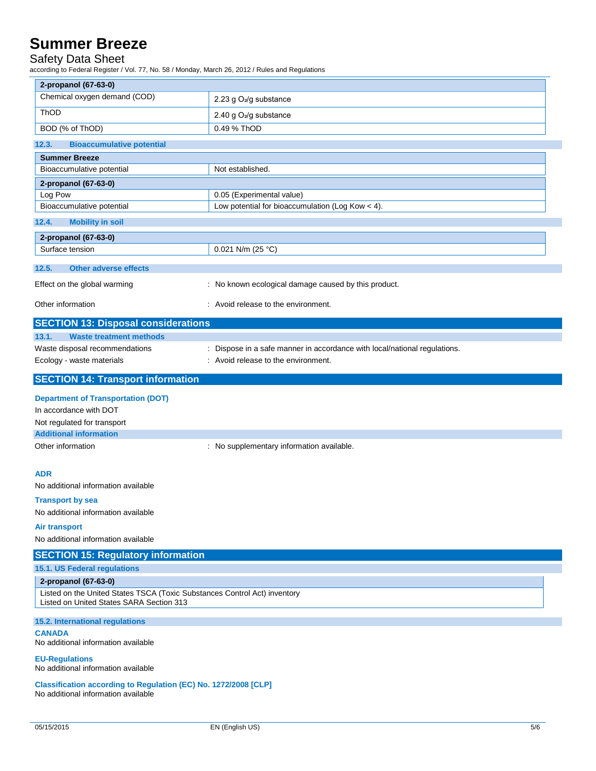| 2-propanol (67-63-0) | |
|---|---|
| Chemical oxygen demand (COD) | 2.23 g $O_2$/g substance |
| ThOD | 2.40 g $O_2$/g substance |
| BOD (% of ThOD) | 0.49 % ThOD |

### 12.3. Bioaccumulative potential

| Summer Breeze | |
|---|---|
| Bioaccumulative potential | Not established. |

| 2-propanol (67-63-0) | |
|---|---|
| Log Pow | 0.05 (Experimental value) |
| Bioaccumulative potential | Low potential for bioaccumulation (Log Kow < 4). |

### 12.4. Mobility in soil

| 2-propanol (67-63-0) | |
|---|---|
| Surface tension | 0.021 N/m (25 °C) |

### 12.5. Other adverse effects

Effect on the global warming : No known ecological damage caused by this product.

Other information : Avoid release to the environment.

## SECTION 13: Disposal considerations

### 13.1. Waste treatment methods

Waste disposal recommendations : Dispose in a safe manner in accordance with local/national regulations.

Ecology - waste materials : Avoid release to the environment.

## SECTION 14: Transport information

**Department of Transportation (DOT)**

In accordance with DOT

Not regulated for transport

**Additional information**

Other information : No supplementary information available.

**ADR**

No additional information available

**Transport by sea**

No additional information available

**Air transport**

No additional information available

## SECTION 15: Regulatory information

### 15.1. US Federal regulations

**2-propanol (67-63-0)**

Listed on the United States TSCA (Toxic Substances Control Act) inventory
Listed on United States SARA Section 313

### 15.2. International regulations

**CANADA**

No additional information available

**EU-Regulations**

No additional information available

**Classification according to Regulation (EC) No. 1272/2008 [CLP]**

No additional information available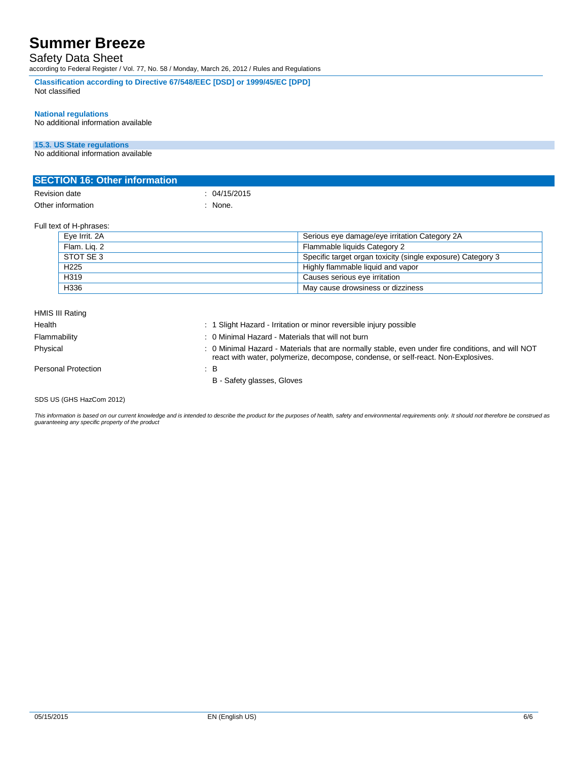**Classification according to Directive 67/548/EEC [DSD] or 1999/45/EC [DPD]**

Not classified

**National regulations**

No additional information available

### 15.3. US State regulations

No additional information available

## SECTION 16: Other information

| | |
|---|---|
| Revision date | : 04/15/2015 |
| Other information | : None. |

Full text of H-phrases:

| | |
|---|---|
| Eye Irrit. 2A | Serious eye damage/eye irritation Category 2A |
| Flam. Liq. 2 | Flammable liquids Category 2 |
| STOT SE 3 | Specific target organ toxicity (single exposure) Category 3 |
| H225 | Highly flammable liquid and vapor |
| H319 | Causes serious eye irritation |
| H336 | May cause drowsiness or dizziness |

HMIS III Rating

| | |
|---|---|
| Health | : 1 Slight Hazard - Irritation or minor reversible injury possible |
| Flammability | : 0 Minimal Hazard - Materials that will not burn |
| Physical | : 0 Minimal Hazard - Materials that are normally stable, even under fire conditions, and will NOT react with water, polymerize, decompose, condense, or self-react. Non-Explosives. |
| Personal Protection | : B |
| | B - Safety glasses, Gloves |

SDS US (GHS HazCom 2012)

*This information is based on our current knowledge and is intended to describe the product for the purposes of health, safety and environmental requirements only. It should not therefore be construed as guaranteeing any specific property of the product*